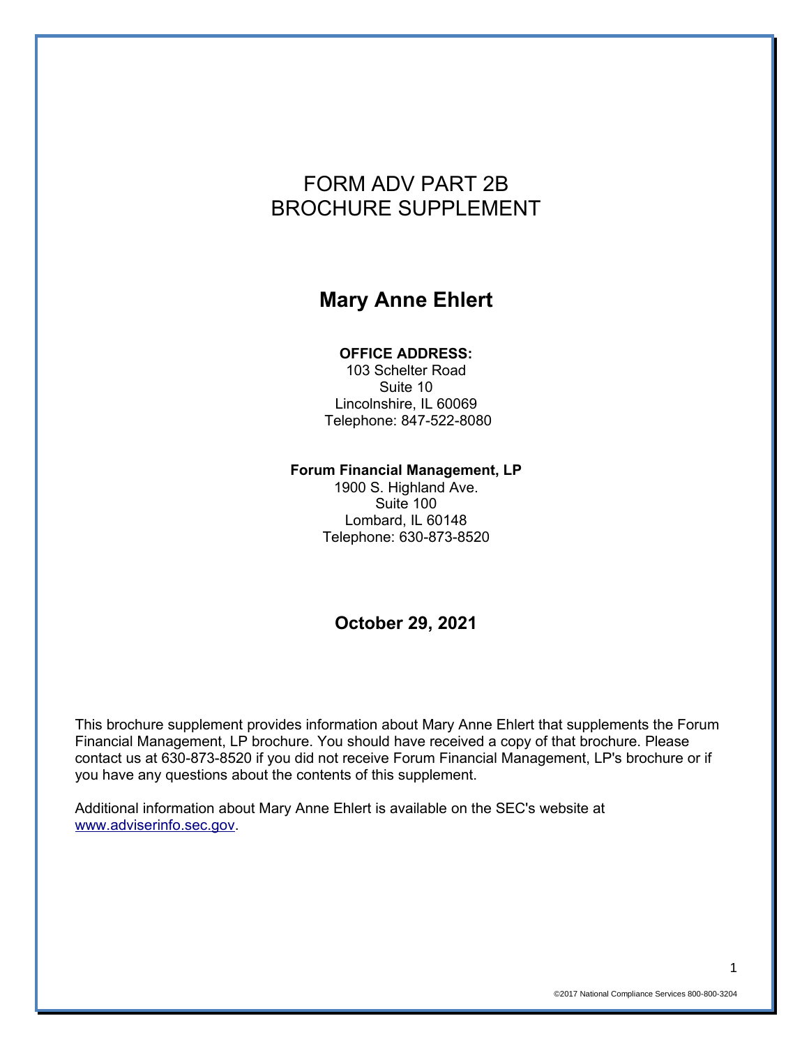# FORM ADV PART 2B
# BROCHURE SUPPLEMENT

## Mary Anne Ehlert

**OFFICE ADDRESS:**
103 Schelter Road
Suite 10
Lincolnshire, IL 60069
Telephone: 847-522-8080

**Forum Financial Management, LP**
1900 S. Highland Ave.
Suite 100
Lombard, IL 60148
Telephone: 630-873-8520

**October 29, 2021**

This brochure supplement provides information about Mary Anne Ehlert that supplements the Forum Financial Management, LP brochure. You should have received a copy of that brochure. Please contact us at 630-873-8520 if you did not receive Forum Financial Management, LP's brochure or if you have any questions about the contents of this supplement.

Additional information about Mary Anne Ehlert is available on the SEC's website at [www.adviserinfo.sec.gov](http://www.adviserinfo.sec.gov).

©2017 National Compliance Services 800-800-3204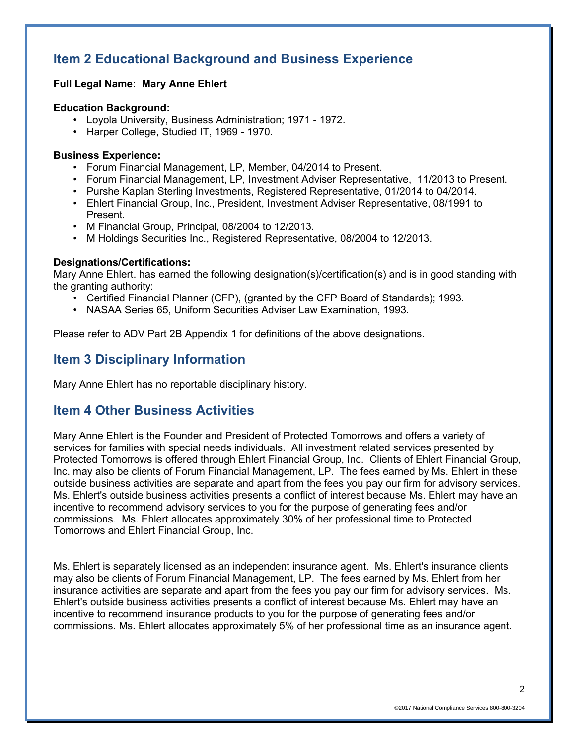## Item 2 Educational Background and Business Experience

**Full Legal Name: Mary Anne Ehlert**

**Education Background:**

- Loyola University, Business Administration; 1971 - 1972.
- Harper College, Studied IT, 1969 - 1970.

**Business Experience:**

- Forum Financial Management, LP, Member, 04/2014 to Present.
- Forum Financial Management, LP, Investment Adviser Representative, 11/2013 to Present.
- Purshe Kaplan Sterling Investments, Registered Representative, 01/2014 to 04/2014.
- Ehlert Financial Group, Inc., President, Investment Adviser Representative, 08/1991 to Present.
- M Financial Group, Principal, 08/2004 to 12/2013.
- M Holdings Securities Inc., Registered Representative, 08/2004 to 12/2013.

**Designations/Certifications:**

Mary Anne Ehlert. has earned the following designation(s)/certification(s) and is in good standing with the granting authority:

- Certified Financial Planner (CFP), (granted by the CFP Board of Standards); 1993.
- NASAA Series 65, Uniform Securities Adviser Law Examination, 1993.

Please refer to ADV Part 2B Appendix 1 for definitions of the above designations.

## Item 3 Disciplinary Information

Mary Anne Ehlert has no reportable disciplinary history.

## Item 4 Other Business Activities

Mary Anne Ehlert is the Founder and President of Protected Tomorrows and offers a variety of services for families with special needs individuals. All investment related services presented by Protected Tomorrows is offered through Ehlert Financial Group, Inc. Clients of Ehlert Financial Group, Inc. may also be clients of Forum Financial Management, LP. The fees earned by Ms. Ehlert in these outside business activities are separate and apart from the fees you pay our firm for advisory services. Ms. Ehlert's outside business activities presents a conflict of interest because Ms. Ehlert may have an incentive to recommend advisory services to you for the purpose of generating fees and/or commissions. Ms. Ehlert allocates approximately 30% of her professional time to Protected Tomorrows and Ehlert Financial Group, Inc.

Ms. Ehlert is separately licensed as an independent insurance agent. Ms. Ehlert's insurance clients may also be clients of Forum Financial Management, LP. The fees earned by Ms. Ehlert from her insurance activities are separate and apart from the fees you pay our firm for advisory services. Ms. Ehlert's outside business activities presents a conflict of interest because Ms. Ehlert may have an incentive to recommend insurance products to you for the purpose of generating fees and/or commissions. Ms. Ehlert allocates approximately 5% of her professional time as an insurance agent.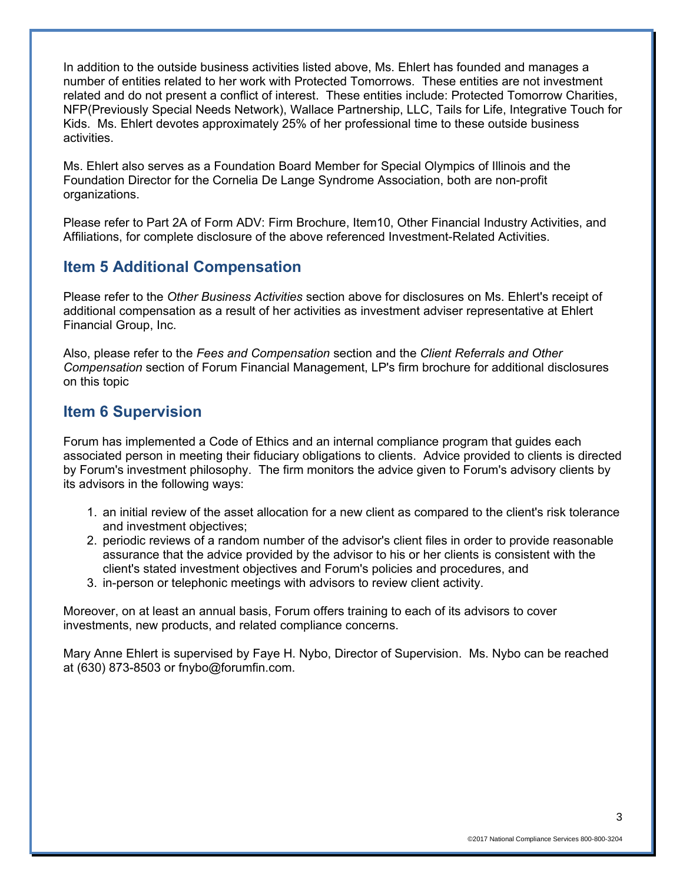In addition to the outside business activities listed above, Ms. Ehlert has founded and manages a number of entities related to her work with Protected Tomorrows. These entities are not investment related and do not present a conflict of interest. These entities include: Protected Tomorrow Charities, NFP(Previously Special Needs Network), Wallace Partnership, LLC, Tails for Life, Integrative Touch for Kids. Ms. Ehlert devotes approximately 25% of her professional time to these outside business activities.

Ms. Ehlert also serves as a Foundation Board Member for Special Olympics of Illinois and the Foundation Director for the Cornelia De Lange Syndrome Association, both are non-profit organizations.

Please refer to Part 2A of Form ADV: Firm Brochure, Item10, Other Financial Industry Activities, and Affiliations, for complete disclosure of the above referenced Investment-Related Activities.

## Item 5 Additional Compensation

Please refer to the *Other Business Activities* section above for disclosures on Ms. Ehlert's receipt of additional compensation as a result of her activities as investment adviser representative at Ehlert Financial Group, Inc.

Also, please refer to the *Fees and Compensation* section and the *Client Referrals and Other Compensation* section of Forum Financial Management, LP's firm brochure for additional disclosures on this topic

## Item 6 Supervision

Forum has implemented a Code of Ethics and an internal compliance program that guides each associated person in meeting their fiduciary obligations to clients. Advice provided to clients is directed by Forum's investment philosophy. The firm monitors the advice given to Forum's advisory clients by its advisors in the following ways:

1. an initial review of the asset allocation for a new client as compared to the client's risk tolerance and investment objectives;
2. periodic reviews of a random number of the advisor's client files in order to provide reasonable assurance that the advice provided by the advisor to his or her clients is consistent with the client's stated investment objectives and Forum's policies and procedures, and
3. in-person or telephonic meetings with advisors to review client activity.

Moreover, on at least an annual basis, Forum offers training to each of its advisors to cover investments, new products, and related compliance concerns.

Mary Anne Ehlert is supervised by Faye H. Nybo, Director of Supervision. Ms. Nybo can be reached at (630) 873-8503 or fnybo@forumfin.com.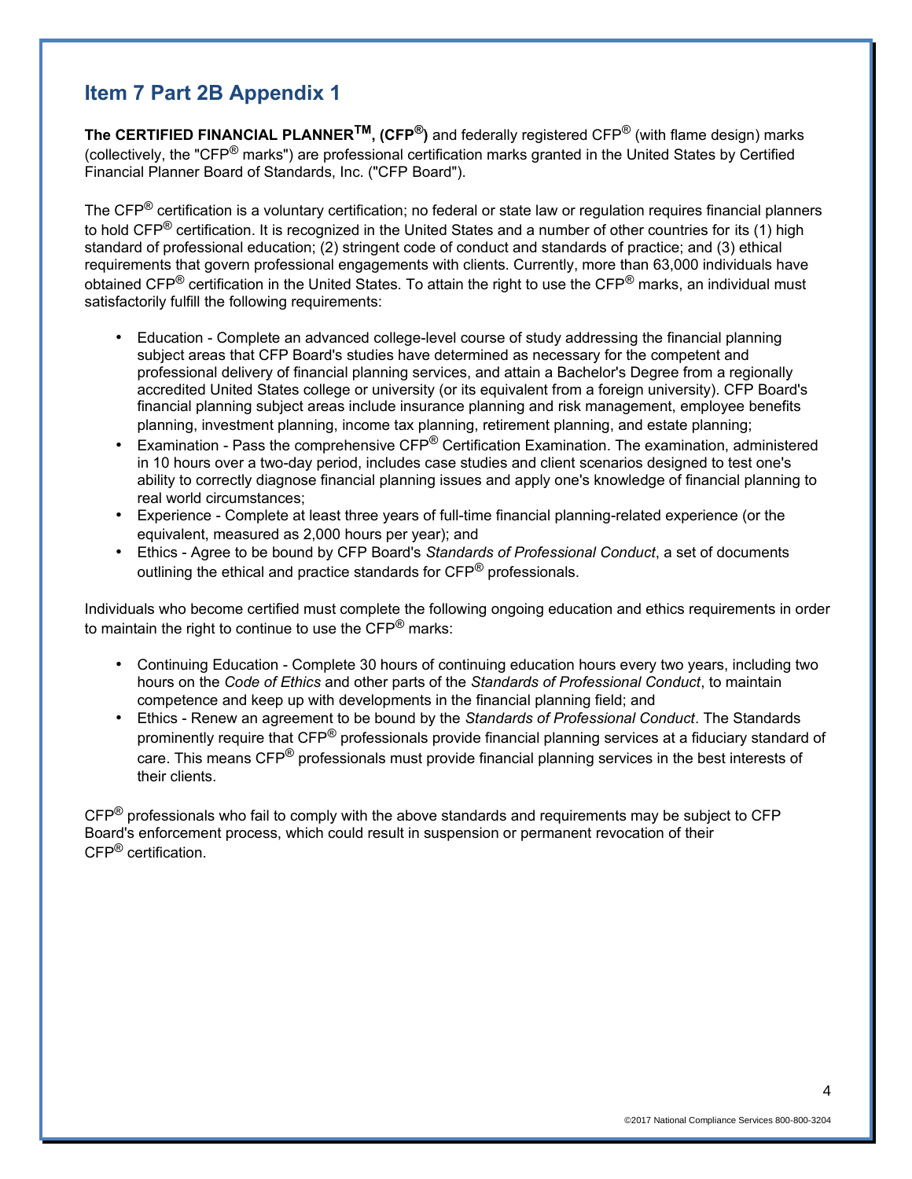## Item 7 Part 2B Appendix 1

**The CERTIFIED FINANCIAL PLANNER™, (CFP®)** and federally registered CFP® (with flame design) marks (collectively, the "CFP® marks") are professional certification marks granted in the United States by Certified Financial Planner Board of Standards, Inc. ("CFP Board").

The CFP® certification is a voluntary certification; no federal or state law or regulation requires financial planners to hold CFP® certification. It is recognized in the United States and a number of other countries for its (1) high standard of professional education; (2) stringent code of conduct and standards of practice; and (3) ethical requirements that govern professional engagements with clients. Currently, more than 63,000 individuals have obtained CFP® certification in the United States. To attain the right to use the CFP® marks, an individual must satisfactorily fulfill the following requirements:

- Education - Complete an advanced college-level course of study addressing the financial planning subject areas that CFP Board's studies have determined as necessary for the competent and professional delivery of financial planning services, and attain a Bachelor's Degree from a regionally accredited United States college or university (or its equivalent from a foreign university). CFP Board's financial planning subject areas include insurance planning and risk management, employee benefits planning, investment planning, income tax planning, retirement planning, and estate planning;
- Examination - Pass the comprehensive CFP® Certification Examination. The examination, administered in 10 hours over a two-day period, includes case studies and client scenarios designed to test one's ability to correctly diagnose financial planning issues and apply one's knowledge of financial planning to real world circumstances;
- Experience - Complete at least three years of full-time financial planning-related experience (or the equivalent, measured as 2,000 hours per year); and
- Ethics - Agree to be bound by CFP Board's *Standards of Professional Conduct*, a set of documents outlining the ethical and practice standards for CFP® professionals.

Individuals who become certified must complete the following ongoing education and ethics requirements in order to maintain the right to continue to use the CFP® marks:

- Continuing Education - Complete 30 hours of continuing education hours every two years, including two hours on the *Code of Ethics* and other parts of the *Standards of Professional Conduct*, to maintain competence and keep up with developments in the financial planning field; and
- Ethics - Renew an agreement to be bound by the *Standards of Professional Conduct*. The Standards prominently require that CFP® professionals provide financial planning services at a fiduciary standard of care. This means CFP® professionals must provide financial planning services in the best interests of their clients.

CFP® professionals who fail to comply with the above standards and requirements may be subject to CFP Board's enforcement process, which could result in suspension or permanent revocation of their CFP® certification.